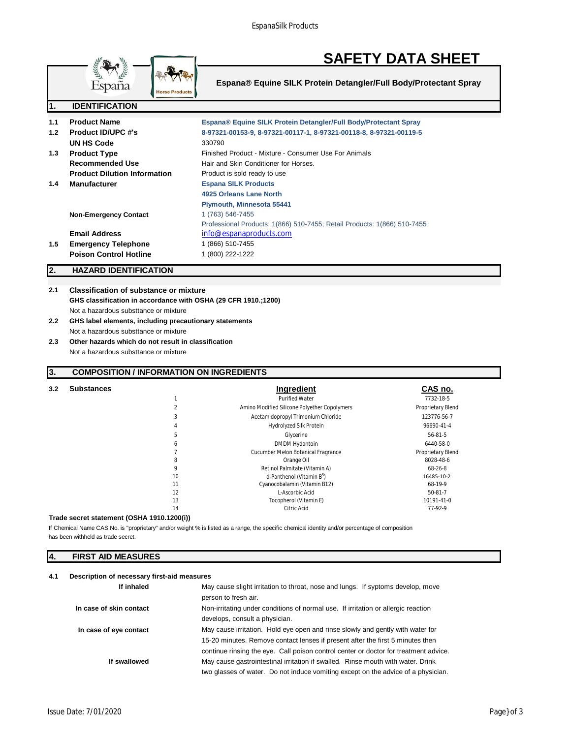# SAFETY DATA SHEET

**Espana® Equine SILK Protein Detangler/Full Body/Protectant Spray**

## 1. IDENTIFICATION

| | | |
|---|---|---|
| 1.1 | **Product Name** | **Espana® Equine SILK Protein Detangler/Full Body/Protectant Spray** |
| 1.2 | **Product ID/UPC #'s** | **8-97321-00153-9, 8-97321-00117-1, 8-97321-00118-8, 8-97321-00119-5** |
| | **UN HS Code** | 330790 |
| 1.3 | **Product Type** | Finished Product - Mixture - Consumer Use For Animals |
| | **Recommended Use** | Hair and Skin Conditioner for Horses. |
| | **Product Dilution Information** | Product is sold ready to use |
| 1.4 | **Manufacturer** | **Espana SILK Products**<br>**4925 Orleans Lane North**<br>**Plymouth, Minnesota 55441** |
| | **Non-Emergency Contact** | 1 (763) 546-7455<br>Professional Products: 1(866) 510-7455; Retail Products: 1(866) 510-7455 |
| | **Email Address** | info@espanaproducts.com |
| 1.5 | **Emergency Telephone** | 1 (866) 510-7455 |
| | **Poison Control Hotline** | 1 (800) 222-1222 |

## 2. HAZARD IDENTIFICATION

**2.1 Classification of substance or mixture**

**GHS classification in accordance with OSHA (29 CFR 1910.;1200)**

Not a hazardous substtance or mixture

**2.2 GHS label elements, including precautionary statements**

Not a hazardous substtance or mixture

**2.3 Other hazards which do not result in classification**

Not a hazardous substtance or mixture

## 3. COMPOSITION / INFORMATION ON INGREDIENTS

**3.2 Substances**

| | Ingredient | CAS no. |
|---|---|---|
| 1 | Purified Water | 7732-18-5 |
| 2 | Amino Modified Silicone Polyether Copolymers | Proprietary Blend |
| 3 | Acetamidopropyl Trimonium Chloride | 123776-56-7 |
| 4 | Hydrolyzed Silk Protein | 96690-41-4 |
| 5 | Glycerine | 56-81-5 |
| 6 | DMDM Hydantoin | 6440-58-0 |
| 7 | Cucumber Melon Botanical Fragrance | Proprietary Blend |
| 8 | Orange Oil | 8028-48-6 |
| 9 | Retinol Palmitate (Vitamin A) | 68-26-8 |
| 10 | d-Panthenol (Vitamin $B^5$) | 16485-10-2 |
| 11 | Cyanocobalamin (Vitamin B12) | 68-19-9 |
| 12 | L-Ascorbic Acid | 50-81-7 |
| 13 | Tocopherol (Vitamin E) | 10191-41-0 |
| 14 | Citric Acid | 77-92-9 |

**Trade secret statement (OSHA 1910.1200(i))**

If Chemical Name CAS No. is "proprietary" and/or weight % is listed as a range, the specific chemical identity and/or percentage of composition has been withheld as trade secret.

## 4. FIRST AID MEASURES

**4.1 Description of necessary first-aid measures**

| | |
|---|---|
| **If inhaled** | May cause slight irritation to throat, nose and lungs. If syptoms develop, move person to fresh air. |
| **In case of skin contact** | Non-irritating under conditions of normal use. If irritation or allergic reaction develops, consult a physician. |
| **In case of eye contact** | May cause irritation. Hold eye open and rinse slowly and gently with water for 15-20 minutes. Remove contact lenses if present after the first 5 minutes then continue rinsing the eye. Call poison control center or doctor for treatment advice. |
| **If swallowed** | May cause gastrointestinal irritation if swalled. Rinse mouth with water. Drink two glasses of water. Do not induce vomiting except on the advice of a physician. |

Issue Date: 7/01/2020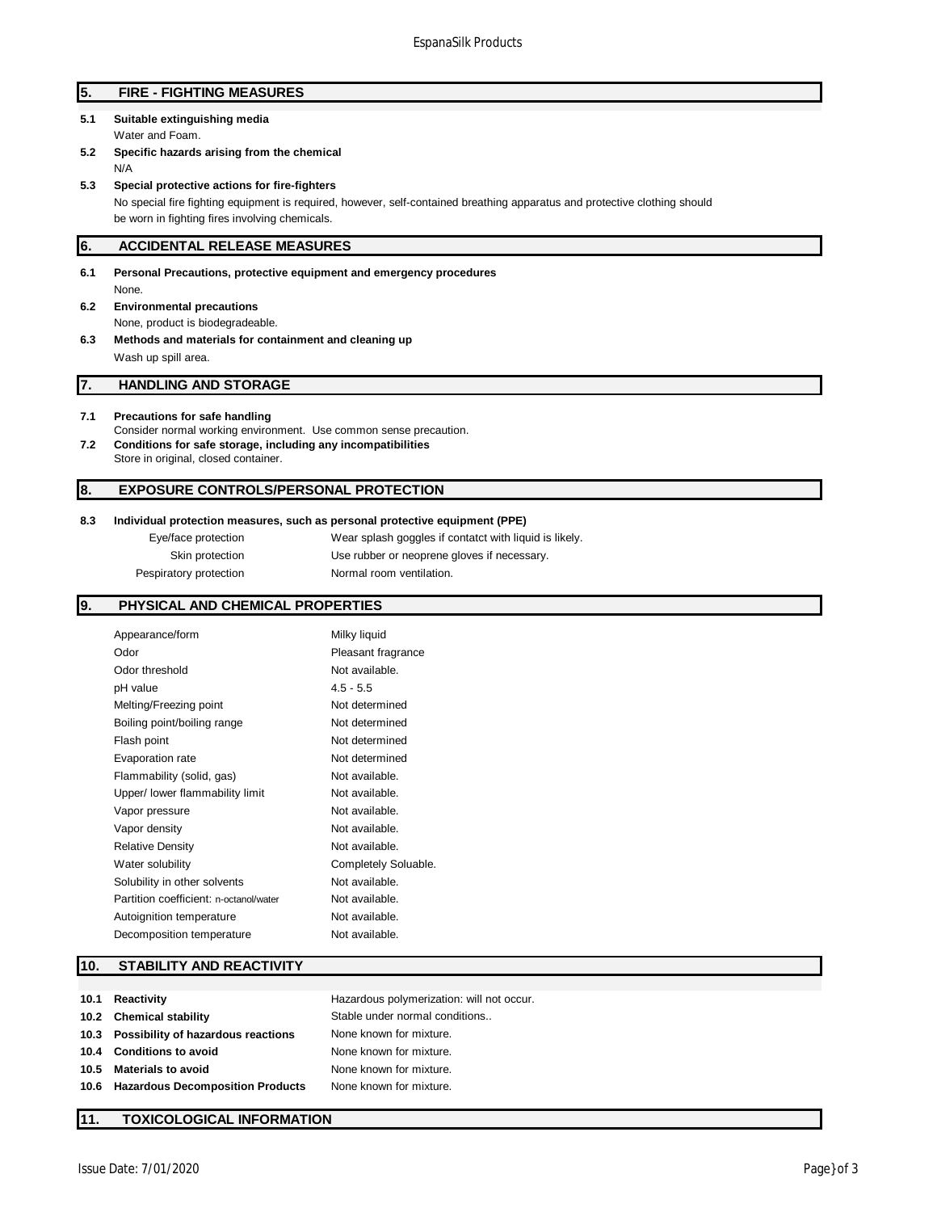## 5. FIRE - FIGHTING MEASURES

**5.1 Suitable extinguishing media**

Water and Foam.

**5.2 Specific hazards arising from the chemical**

N/A

**5.3 Special protective actions for fire-fighters**

No special fire fighting equipment is required, however, self-contained breathing apparatus and protective clothing should be worn in fighting fires involving chemicals.

## 6. ACCIDENTAL RELEASE MEASURES

**6.1 Personal Precautions, protective equipment and emergency procedures**

None.

**6.2 Environmental precautions**

None, product is biodegradeable.

**6.3 Methods and materials for containment and cleaning up**

Wash up spill area.

## 7. HANDLING AND STORAGE

**7.1 Precautions for safe handling**

Consider normal working environment. Use common sense precaution.

**7.2 Conditions for safe storage, including any incompatibilities**

Store in original, closed container.

## 8. EXPOSURE CONTROLS/PERSONAL PROTECTION

**8.3 Individual protection measures, such as personal protective equipment (PPE)**

| | |
|---|---|
| Eye/face protection | Wear splash goggles if contatct with liquid is likely. |
| Skin protection | Use rubber or neoprene gloves if necessary. |
| Pespiratory protection | Normal room ventilation. |

## 9. PHYSICAL AND CHEMICAL PROPERTIES

| | |
|---|---|
| Appearance/form | Milky liquid |
| Odor | Pleasant fragrance |
| Odor threshold | Not available. |
| pH value | 4.5 - 5.5 |
| Melting/Freezing point | Not determined |
| Boiling point/boiling range | Not determined |
| Flash point | Not determined |
| Evaporation rate | Not determined |
| Flammability (solid, gas) | Not available. |
| Upper/ lower flammability limit | Not available. |
| Vapor pressure | Not available. |
| Vapor density | Not available. |
| Relative Density | Not available. |
| Water solubility | Completely Soluable. |
| Solubility in other solvents | Not available. |
| Partition coefficient: n-octanol/water | Not available. |
| Autoignition temperature | Not available. |
| Decomposition temperature | Not available. |

## 10. STABILITY AND REACTIVITY

| | |
|---|---|
| **10.1 Reactivity** | Hazardous polymerization: will not occur. |
| **10.2 Chemical stability** | Stable under normal conditions.. |
| **10.3 Possibility of hazardous reactions** | None known for mixture. |
| **10.4 Conditions to avoid** | None known for mixture. |
| **10.5 Materials to avoid** | None known for mixture. |
| **10.6 Hazardous Decomposition Products** | None known for mixture. |

## 11. TOXICOLOGICAL INFORMATION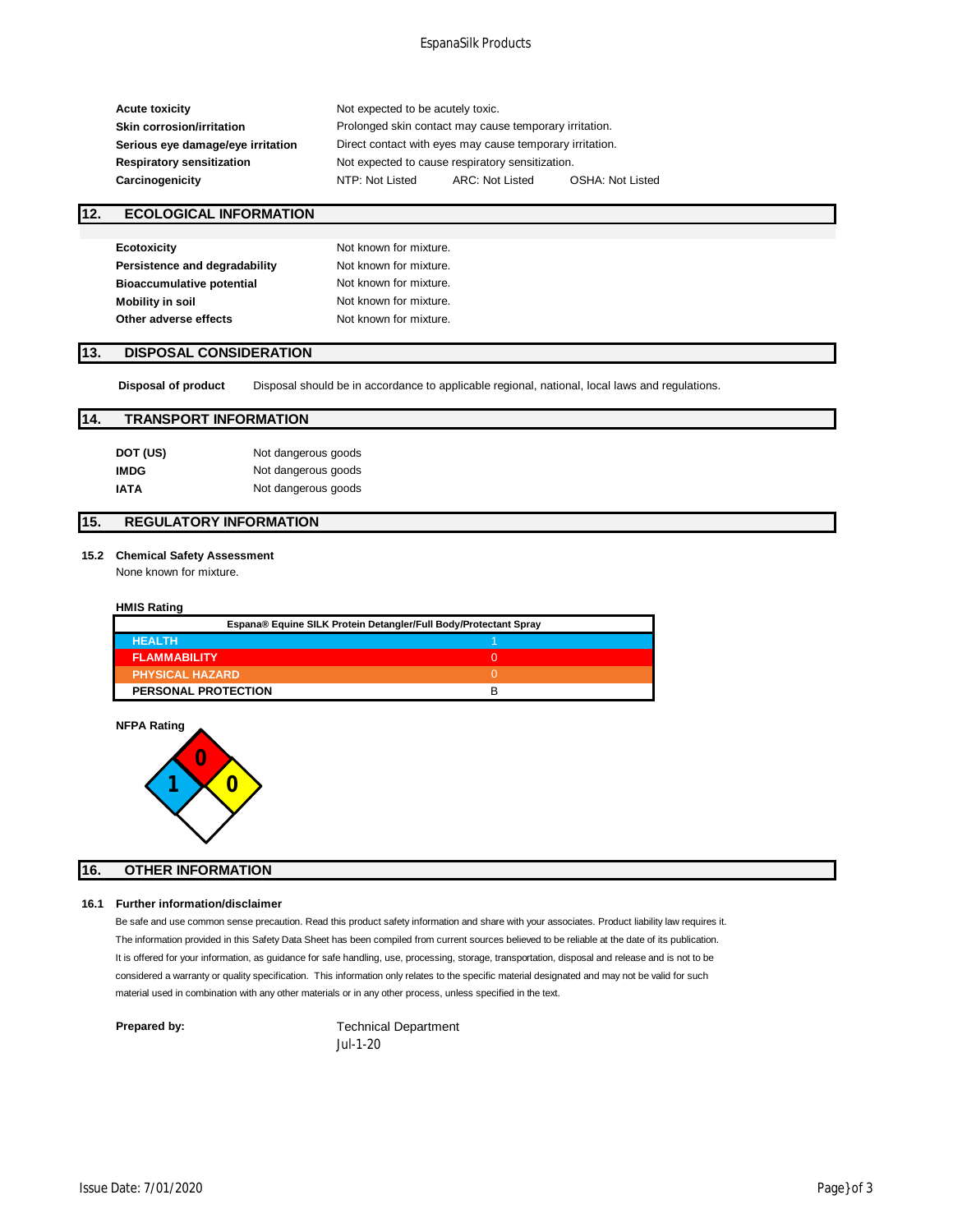| | |
|---|---|
| **Acute toxicity** | Not expected to be acutely toxic. |
| **Skin corrosion/irritation** | Prolonged skin contact may cause temporary irritation. |
| **Serious eye damage/eye irritation** | Direct contact with eyes may cause temporary irritation. |
| **Respiratory sensitization** | Not expected to cause respiratory sensitization. |
| **Carcinogenicity** | NTP: Not Listed ARC: Not Listed OSHA: Not Listed |

## 12. ECOLOGICAL INFORMATION

| | |
|---|---|
| **Ecotoxicity** | Not known for mixture. |
| **Persistence and degradability** | Not known for mixture. |
| **Bioaccumulative potential** | Not known for mixture. |
| **Mobility in soil** | Not known for mixture. |
| **Other adverse effects** | Not known for mixture. |

## 13. DISPOSAL CONSIDERATION

**Disposal of product** Disposal should be in accordance to applicable regional, national, local laws and regulations.

## 14. TRANSPORT INFORMATION

| | |
|---|---|
| **DOT (US)** | Not dangerous goods |
| **IMDG** | Not dangerous goods |
| **IATA** | Not dangerous goods |

## 15. REGULATORY INFORMATION

**15.2 Chemical Safety Assessment**

None known for mixture.

**HMIS Rating**

| Espana® Equine SILK Protein Detangler/Full Body/Protectant Spray | |
|---|---|
| HEALTH | 1 |
| FLAMMABILITY | 0 |
| PHYSICAL HAZARD | 0 |
| PERSONAL PROTECTION | B |

**NFPA Rating**

0

1 0

## 16. OTHER INFORMATION

**16.1 Further information/disclaimer**

Be safe and use common sense precaution. Read this product safety information and share with your associates. Product liability law requires it. The information provided in this Safety Data Sheet has been compiled from current sources believed to be reliable at the date of its publication. It is offered for your information, as guidance for safe handling, use, processing, storage, transportation, disposal and release and is not to be considered a warranty or quality specification. This information only relates to the specific material designated and may not be valid for such material used in combination with any other materials or in any other process, unless specified in the text.

**Prepared by:** Technical Department

Jul-1-20